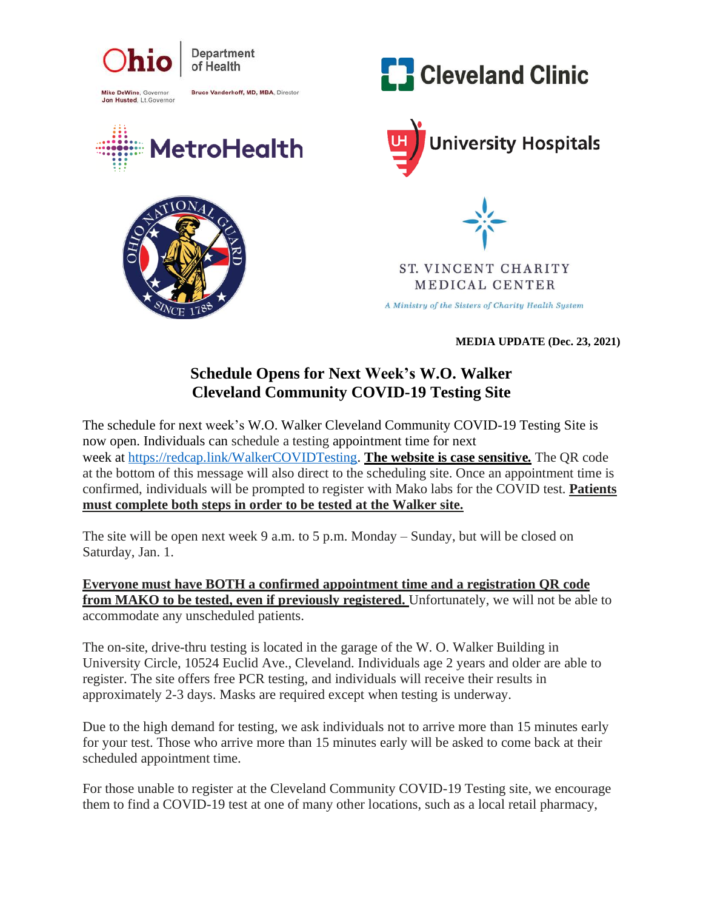Ohio Department of Health

Mike DeWine, Governor
Jon Husted, Lt.Governor

Bruce Vanderhoff, MD, MBA, Director

Cleveland Clinic

MetroHealth

University Hospitals

ST. VINCENT CHARITY MEDICAL CENTER

*A Ministry of the Sisters of Charity Health System*

**MEDIA UPDATE (Dec. 23, 2021)**

# Schedule Opens for Next Week's W.O. Walker Cleveland Community COVID-19 Testing Site

The schedule for next week's W.O. Walker Cleveland Community COVID-19 Testing Site is now open. Individuals can schedule a testing appointment time for next week at [https://redcap.link/WalkerCOVIDTesting](https://redcap.link/WalkerCOVIDTesting). **The website is case sensitive.** The QR code at the bottom of this message will also direct to the scheduling site. Once an appointment time is confirmed, individuals will be prompted to register with Mako labs for the COVID test. **Patients must complete both steps in order to be tested at the Walker site.**

The site will be open next week 9 a.m. to 5 p.m. Monday – Sunday, but will be closed on Saturday, Jan. 1.

**Everyone must have BOTH a confirmed appointment time and a registration QR code from MAKO to be tested, even if previously registered.** Unfortunately, we will not be able to accommodate any unscheduled patients.

The on-site, drive-thru testing is located in the garage of the W. O. Walker Building in University Circle, 10524 Euclid Ave., Cleveland. Individuals age 2 years and older are able to register. The site offers free PCR testing, and individuals will receive their results in approximately 2-3 days. Masks are required except when testing is underway.

Due to the high demand for testing, we ask individuals not to arrive more than 15 minutes early for your test. Those who arrive more than 15 minutes early will be asked to come back at their scheduled appointment time.

For those unable to register at the Cleveland Community COVID-19 Testing site, we encourage them to find a COVID-19 test at one of many other locations, such as a local retail pharmacy,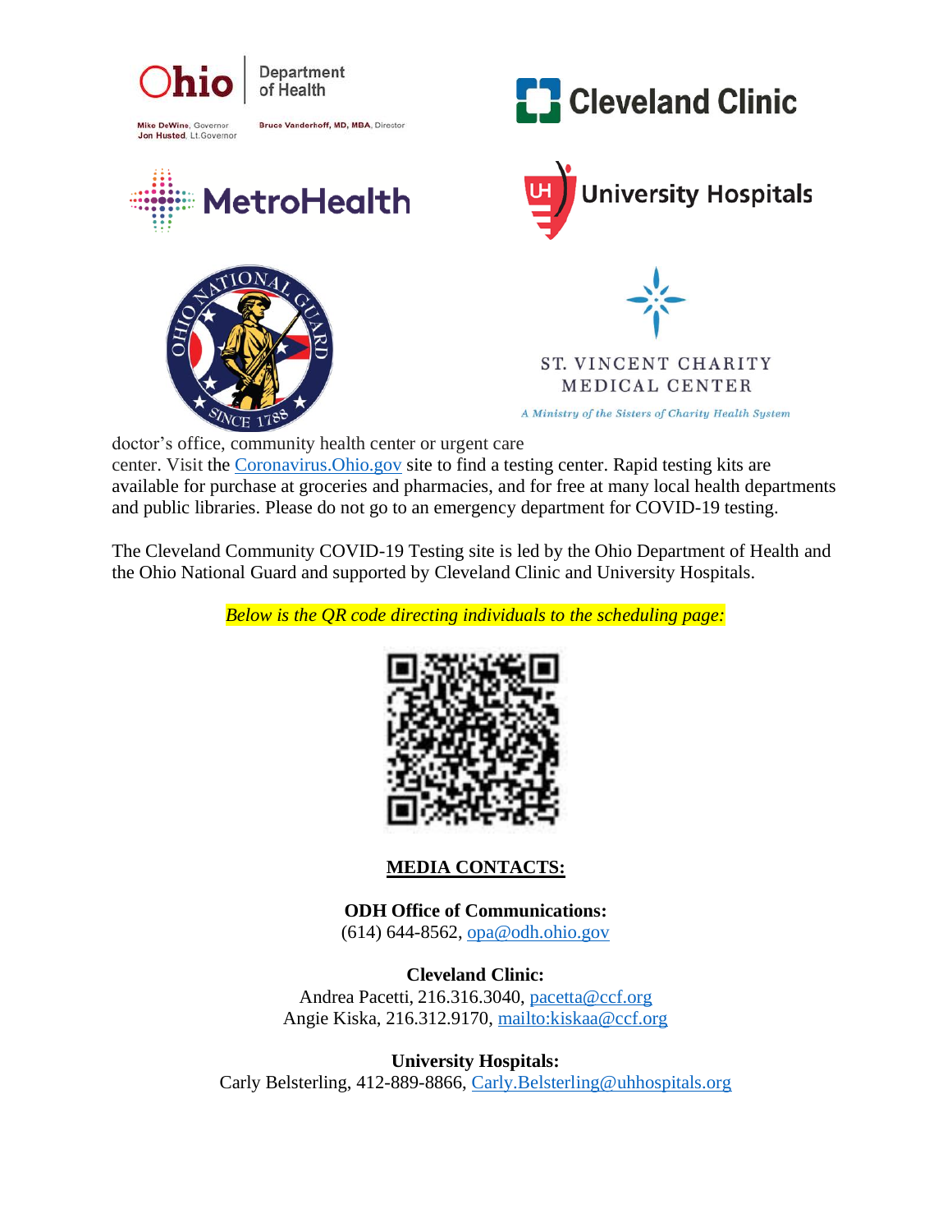doctor's office, community health center or urgent care center. Visit the Coronavirus.Ohio.gov site to find a testing center. Rapid testing kits are available for purchase at groceries and pharmacies, and for free at many local health departments and public libraries. Please do not go to an emergency department for COVID-19 testing.

The Cleveland Community COVID-19 Testing site is led by the Ohio Department of Health and the Ohio National Guard and supported by Cleveland Clinic and University Hospitals.

*Below is the QR code directing individuals to the scheduling page:*

**MEDIA CONTACTS:**

**ODH Office of Communications:**
(614) 644-8562, opa@odh.ohio.gov

**Cleveland Clinic:**
Andrea Pacetti, 216.316.3040, pacetta@ccf.org
Angie Kiska, 216.312.9170, mailto:kiskaa@ccf.org

**University Hospitals:**
Carly Belsterling, 412-889-8866, Carly.Belsterling@uhhospitals.org